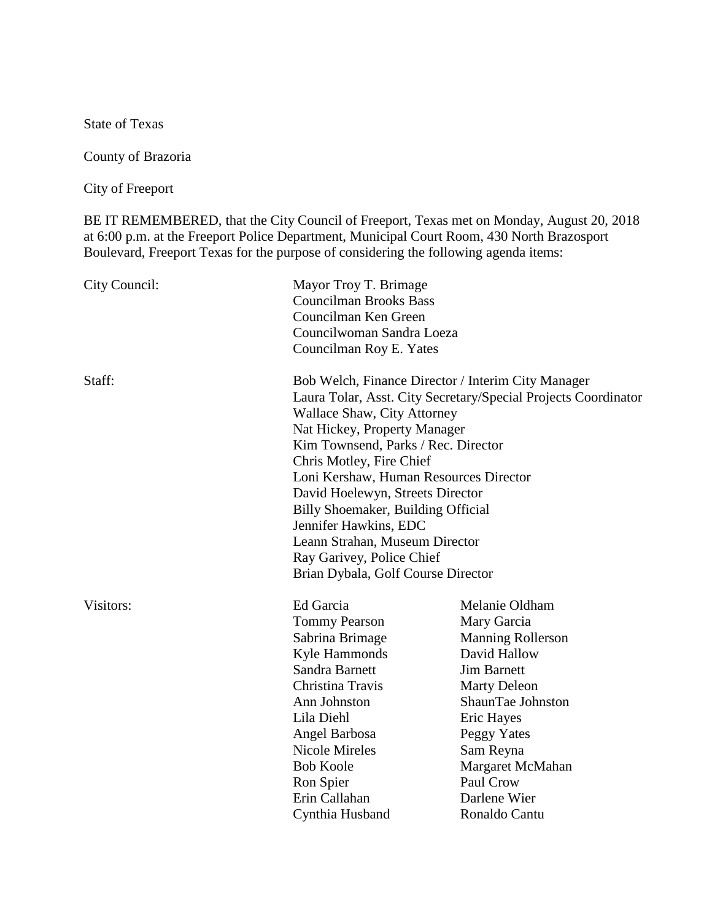State of Texas

County of Brazoria

City of Freeport

BE IT REMEMBERED, that the City Council of Freeport, Texas met on Monday, August 20, 2018 at 6:00 p.m. at the Freeport Police Department, Municipal Court Room, 430 North Brazosport Boulevard, Freeport Texas for the purpose of considering the following agenda items:

City Council:

Mayor Troy T. Brimage
Councilman Brooks Bass
Councilman Ken Green
Councilwoman Sandra Loeza
Councilman Roy E. Yates

Staff:

Bob Welch, Finance Director / Interim City Manager
Laura Tolar, Asst. City Secretary/Special Projects Coordinator
Wallace Shaw, City Attorney
Nat Hickey, Property Manager
Kim Townsend, Parks / Rec. Director
Chris Motley, Fire Chief
Loni Kershaw, Human Resources Director
David Hoelewyn, Streets Director
Billy Shoemaker, Building Official
Jennifer Hawkins, EDC
Leann Strahan, Museum Director
Ray Garivey, Police Chief
Brian Dybala, Golf Course Director

Visitors:

Ed Garcia
Tommy Pearson
Sabrina Brimage
Kyle Hammonds
Sandra Barnett
Christina Travis
Ann Johnston
Lila Diehl
Angel Barbosa
Nicole Mireles
Bob Koole
Ron Spier
Erin Callahan
Cynthia Husband
Melanie Oldham
Mary Garcia
Manning Rollerson
David Hallow
Jim Barnett
Marty Deleon
ShaunTae Johnston
Eric Hayes
Peggy Yates
Sam Reyna
Margaret McMahan
Paul Crow
Darlene Wier
Ronaldo Cantu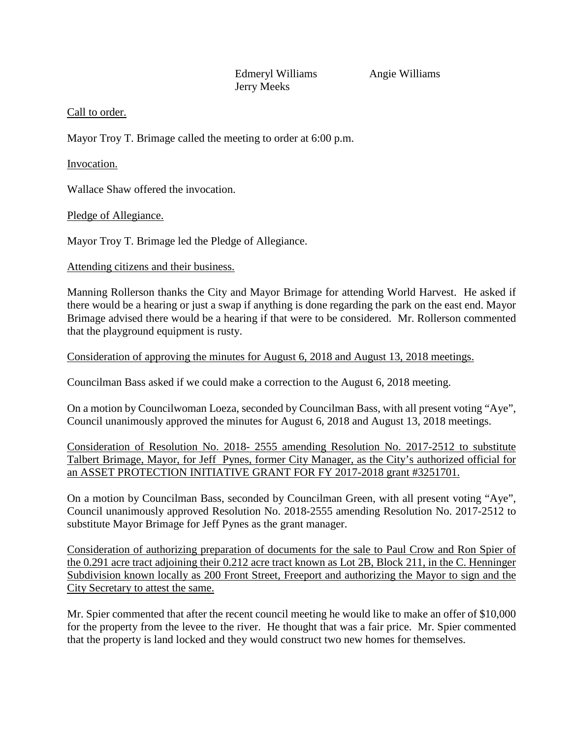Edmeryl Williams Angie Williams
Jerry Meeks

Call to order.

Mayor Troy T. Brimage called the meeting to order at 6:00 p.m.

Invocation.

Wallace Shaw offered the invocation.

Pledge of Allegiance.

Mayor Troy T. Brimage led the Pledge of Allegiance.

Attending citizens and their business.

Manning Rollerson thanks the City and Mayor Brimage for attending World Harvest. He asked if there would be a hearing or just a swap if anything is done regarding the park on the east end. Mayor Brimage advised there would be a hearing if that were to be considered. Mr. Rollerson commented that the playground equipment is rusty.

Consideration of approving the minutes for August 6, 2018 and August 13, 2018 meetings.

Councilman Bass asked if we could make a correction to the August 6, 2018 meeting.

On a motion by Councilwoman Loeza, seconded by Councilman Bass, with all present voting "Aye", Council unanimously approved the minutes for August 6, 2018 and August 13, 2018 meetings.

Consideration of Resolution No. 2018- 2555 amending Resolution No. 2017-2512 to substitute Talbert Brimage, Mayor, for Jeff Pynes, former City Manager, as the City's authorized official for an ASSET PROTECTION INITIATIVE GRANT FOR FY 2017-2018 grant #3251701.

On a motion by Councilman Bass, seconded by Councilman Green, with all present voting "Aye", Council unanimously approved Resolution No. 2018-2555 amending Resolution No. 2017-2512 to substitute Mayor Brimage for Jeff Pynes as the grant manager.

Consideration of authorizing preparation of documents for the sale to Paul Crow and Ron Spier of the 0.291 acre tract adjoining their 0.212 acre tract known as Lot 2B, Block 211, in the C. Henninger Subdivision known locally as 200 Front Street, Freeport and authorizing the Mayor to sign and the City Secretary to attest the same.

Mr. Spier commented that after the recent council meeting he would like to make an offer of $10,000 for the property from the levee to the river. He thought that was a fair price. Mr. Spier commented that the property is land locked and they would construct two new homes for themselves.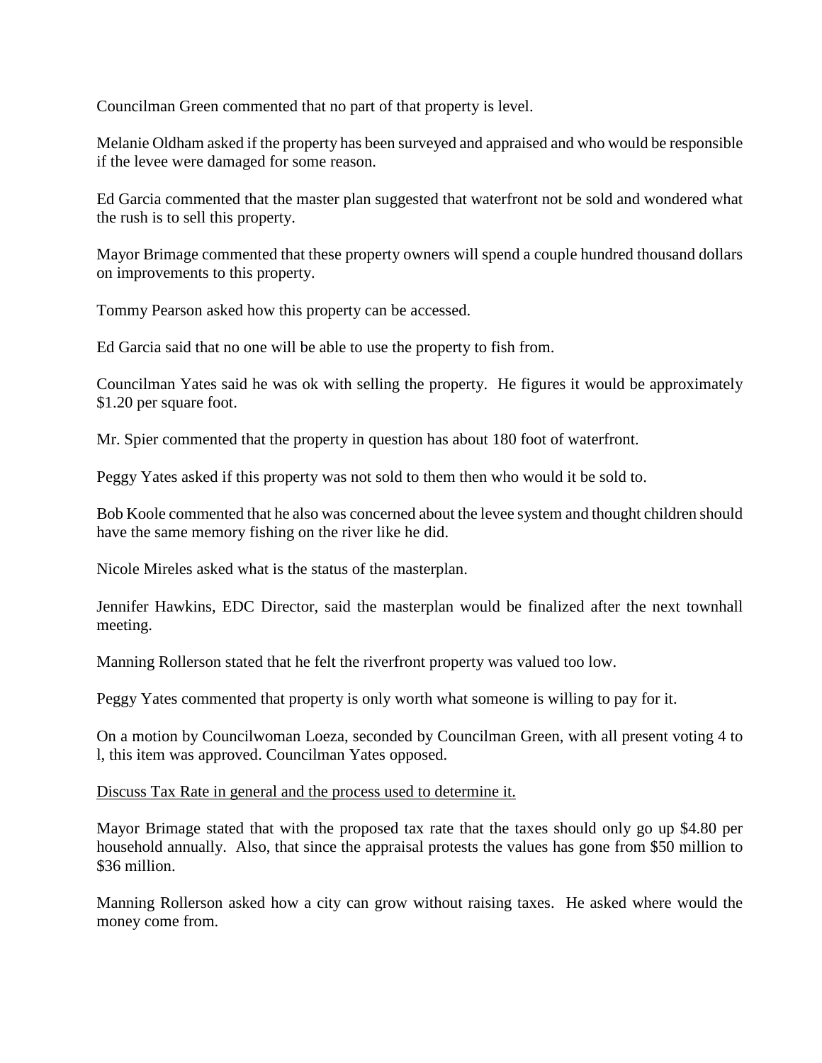Councilman Green commented that no part of that property is level.

Melanie Oldham asked if the property has been surveyed and appraised and who would be responsible if the levee were damaged for some reason.

Ed Garcia commented that the master plan suggested that waterfront not be sold and wondered what the rush is to sell this property.

Mayor Brimage commented that these property owners will spend a couple hundred thousand dollars on improvements to this property.

Tommy Pearson asked how this property can be accessed.

Ed Garcia said that no one will be able to use the property to fish from.

Councilman Yates said he was ok with selling the property. He figures it would be approximately $1.20 per square foot.

Mr. Spier commented that the property in question has about 180 foot of waterfront.

Peggy Yates asked if this property was not sold to them then who would it be sold to.

Bob Koole commented that he also was concerned about the levee system and thought children should have the same memory fishing on the river like he did.

Nicole Mireles asked what is the status of the masterplan.

Jennifer Hawkins, EDC Director, said the masterplan would be finalized after the next townhall meeting.

Manning Rollerson stated that he felt the riverfront property was valued too low.

Peggy Yates commented that property is only worth what someone is willing to pay for it.

On a motion by Councilwoman Loeza, seconded by Councilman Green, with all present voting 4 to l, this item was approved. Councilman Yates opposed.

<u>Discuss Tax Rate in general and the process used to determine it.</u>

Mayor Brimage stated that with the proposed tax rate that the taxes should only go up $4.80 per household annually. Also, that since the appraisal protests the values has gone from $50 million to $36 million.

Manning Rollerson asked how a city can grow without raising taxes. He asked where would the money come from.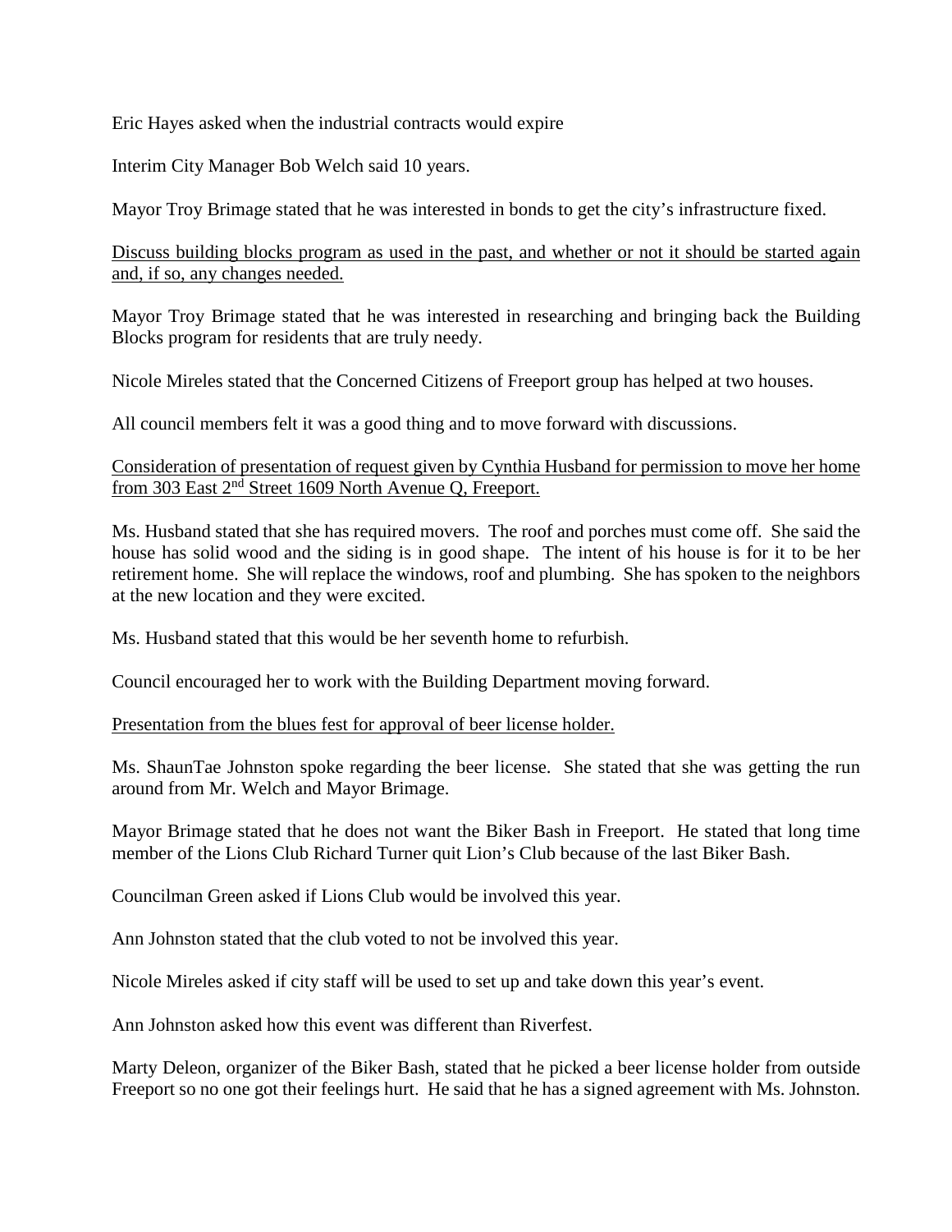Eric Hayes asked when the industrial contracts would expire

Interim City Manager Bob Welch said 10 years.

Mayor Troy Brimage stated that he was interested in bonds to get the city's infrastructure fixed.

<u>Discuss building blocks program as used in the past, and whether or not it should be started again and, if so, any changes needed.</u>

Mayor Troy Brimage stated that he was interested in researching and bringing back the Building Blocks program for residents that are truly needy.

Nicole Mireles stated that the Concerned Citizens of Freeport group has helped at two houses.

All council members felt it was a good thing and to move forward with discussions.

<u>Consideration of presentation of request given by Cynthia Husband for permission to move her home from 303 East 2nd Street 1609 North Avenue Q, Freeport.</u>

Ms. Husband stated that she has required movers. The roof and porches must come off. She said the house has solid wood and the siding is in good shape. The intent of his house is for it to be her retirement home. She will replace the windows, roof and plumbing. She has spoken to the neighbors at the new location and they were excited.

Ms. Husband stated that this would be her seventh home to refurbish.

Council encouraged her to work with the Building Department moving forward.

<u>Presentation from the blues fest for approval of beer license holder.</u>

Ms. ShaunTae Johnston spoke regarding the beer license. She stated that she was getting the run around from Mr. Welch and Mayor Brimage.

Mayor Brimage stated that he does not want the Biker Bash in Freeport. He stated that long time member of the Lions Club Richard Turner quit Lion's Club because of the last Biker Bash.

Councilman Green asked if Lions Club would be involved this year.

Ann Johnston stated that the club voted to not be involved this year.

Nicole Mireles asked if city staff will be used to set up and take down this year's event.

Ann Johnston asked how this event was different than Riverfest.

Marty Deleon, organizer of the Biker Bash, stated that he picked a beer license holder from outside Freeport so no one got their feelings hurt. He said that he has a signed agreement with Ms. Johnston.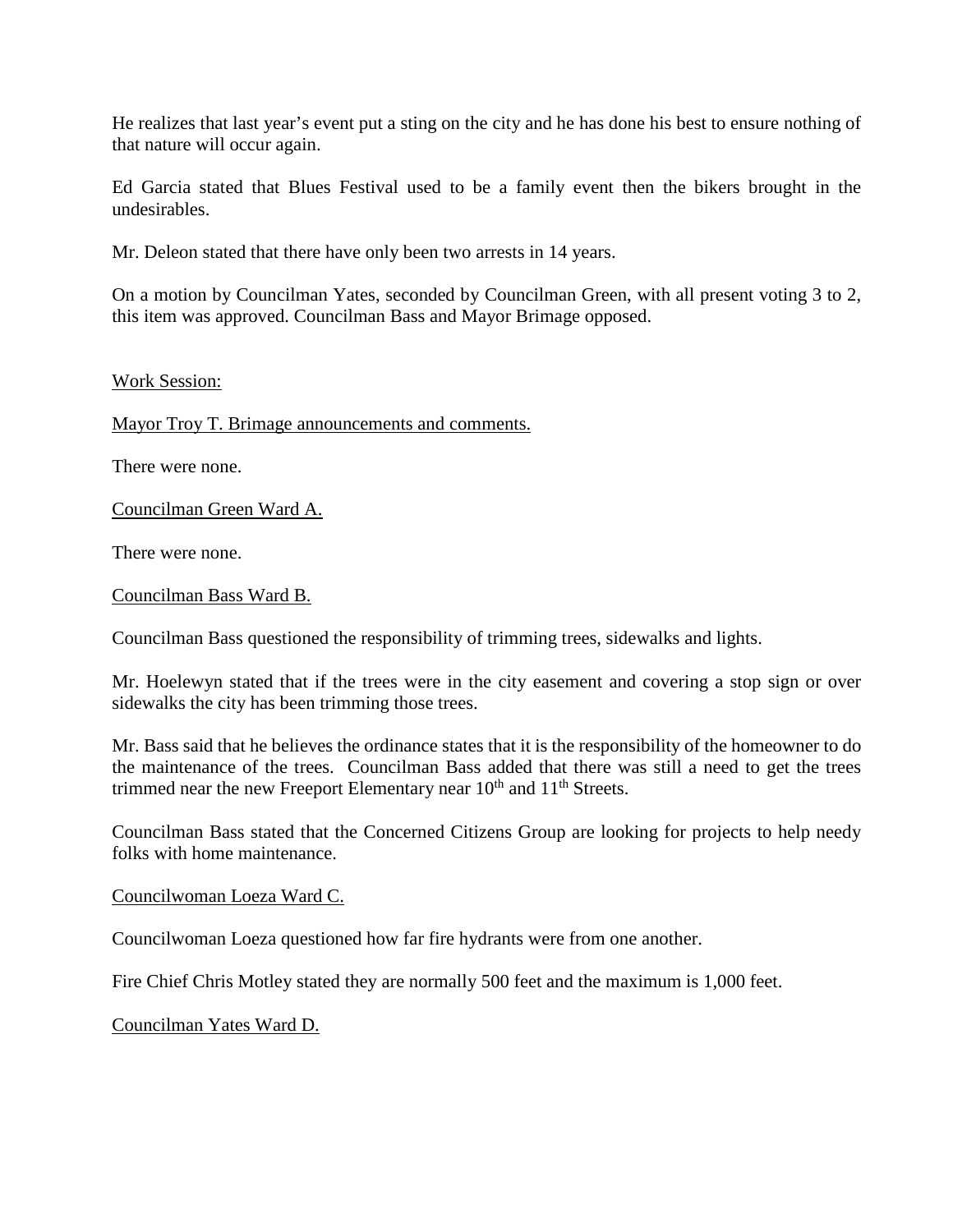He realizes that last year's event put a sting on the city and he has done his best to ensure nothing of that nature will occur again.

Ed Garcia stated that Blues Festival used to be a family event then the bikers brought in the undesirables.

Mr. Deleon stated that there have only been two arrests in 14 years.

On a motion by Councilman Yates, seconded by Councilman Green, with all present voting 3 to 2, this item was approved. Councilman Bass and Mayor Brimage opposed.

Work Session:

Mayor Troy T. Brimage announcements and comments.

There were none.

Councilman Green Ward A.

There were none.

Councilman Bass Ward B.

Councilman Bass questioned the responsibility of trimming trees, sidewalks and lights.

Mr. Hoelewyn stated that if the trees were in the city easement and covering a stop sign or over sidewalks the city has been trimming those trees.

Mr. Bass said that he believes the ordinance states that it is the responsibility of the homeowner to do the maintenance of the trees. Councilman Bass added that there was still a need to get the trees trimmed near the new Freeport Elementary near 10th and 11th Streets.

Councilman Bass stated that the Concerned Citizens Group are looking for projects to help needy folks with home maintenance.

Councilwoman Loeza Ward C.

Councilwoman Loeza questioned how far fire hydrants were from one another.

Fire Chief Chris Motley stated they are normally 500 feet and the maximum is 1,000 feet.

Councilman Yates Ward D.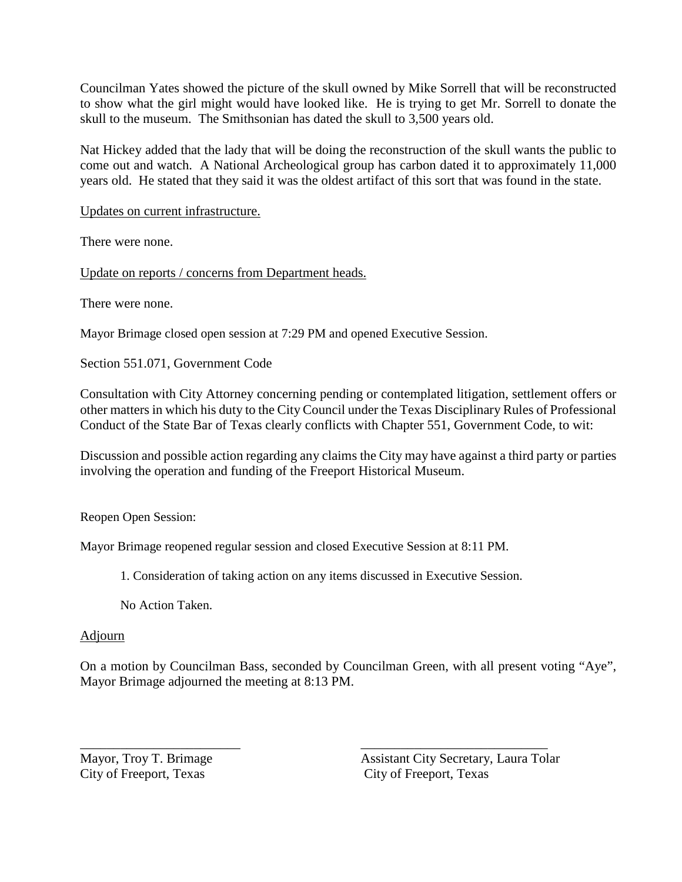Councilman Yates showed the picture of the skull owned by Mike Sorrell that will be reconstructed to show what the girl might would have looked like. He is trying to get Mr. Sorrell to donate the skull to the museum. The Smithsonian has dated the skull to 3,500 years old.

Nat Hickey added that the lady that will be doing the reconstruction of the skull wants the public to come out and watch. A National Archeological group has carbon dated it to approximately 11,000 years old. He stated that they said it was the oldest artifact of this sort that was found in the state.

Updates on current infrastructure.

There were none.

Update on reports / concerns from Department heads.

There were none.

Mayor Brimage closed open session at 7:29 PM and opened Executive Session.

Section 551.071, Government Code

Consultation with City Attorney concerning pending or contemplated litigation, settlement offers or other matters in which his duty to the City Council under the Texas Disciplinary Rules of Professional Conduct of the State Bar of Texas clearly conflicts with Chapter 551, Government Code, to wit:

Discussion and possible action regarding any claims the City may have against a third party or parties involving the operation and funding of the Freeport Historical Museum.

Reopen Open Session:

Mayor Brimage reopened regular session and closed Executive Session at 8:11 PM.

1. Consideration of taking action on any items discussed in Executive Session.

No Action Taken.

Adjourn

On a motion by Councilman Bass, seconded by Councilman Green, with all present voting "Aye", Mayor Brimage adjourned the meeting at 8:13 PM.

\_\_\_\_\_\_\_\_\_\_\_\_\_\_\_\_\_\_\_\_\_\_\_\_\_
Mayor, Troy T. Brimage
City of Freeport, Texas

\_\_\_\_\_\_\_\_\_\_\_\_\_\_\_\_\_\_\_\_\_\_\_\_\_\_\_\_\_
Assistant City Secretary, Laura Tolar
City of Freeport, Texas